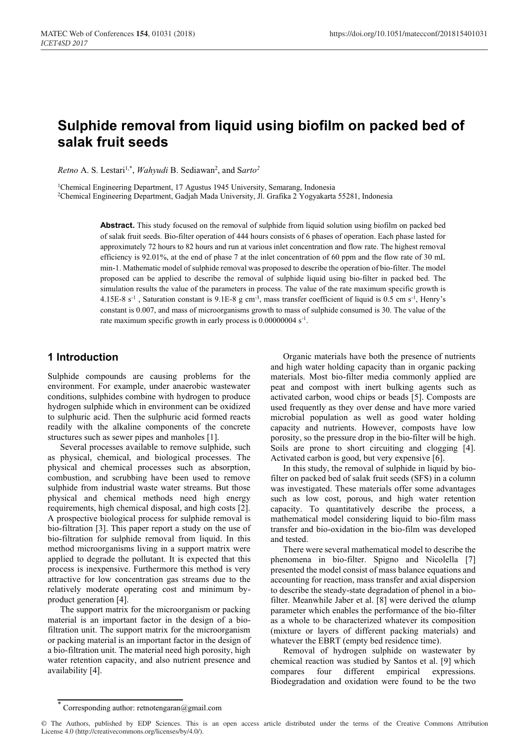# Sulphide removal from liquid using biofilm on packed bed of salak fruit seeds

*Retno* A. S. Lestari[1,*], *Wahyudi* B. Sediawan[2], and S*arto*[2]

[1]Chemical Engineering Department, 17 Agustus 1945 University, Semarang, Indonesia
[2]Chemical Engineering Department, Gadjah Mada University, Jl. Grafika 2 Yogyakarta 55281, Indonesia

**Abstract.** This study focused on the removal of sulphide from liquid solution using biofilm on packed bed of salak fruit seeds. Bio-filter operation of 444 hours consists of 6 phases of operation. Each phase lasted for approximately 72 hours to 82 hours and run at various inlet concentration and flow rate. The highest removal efficiency is 92.01%, at the end of phase 7 at the inlet concentration of 60 ppm and the flow rate of 30 mL min-1. Mathematic model of sulphide removal was proposed to describe the operation of bio-filter. The model proposed can be applied to describe the removal of sulphide liquid using bio-filter in packed bed. The simulation results the value of the parameters in process. The value of the rate maximum specific growth is 4.15E-8 $s^{-1}$ , Saturation constant is 9.1E-8 g $cm^{-3}$, mass transfer coefficient of liquid is 0.5 cm $s^{-1}$, Henry's constant is 0.007, and mass of microorganisms growth to mass of sulphide consumed is 30. The value of the rate maximum specific growth in early process is 0.00000004 $s^{-1}$.

## 1 Introduction

Sulphide compounds are causing problems for the environment. For example, under anaerobic wastewater conditions, sulphides combine with hydrogen to produce hydrogen sulphide which in environment can be oxidized to sulphuric acid. Then the sulphuric acid formed reacts readily with the alkaline components of the concrete structures such as sewer pipes and manholes [1].

Several processes available to remove sulphide, such as physical, chemical, and biological processes. The physical and chemical processes such as absorption, combustion, and scrubbing have been used to remove sulphide from industrial waste water streams. But those physical and chemical methods need high energy requirements, high chemical disposal, and high costs [2]. A prospective biological process for sulphide removal is bio-filtration [3]. This paper report a study on the use of bio-filtration for sulphide removal from liquid. In this method microorganisms living in a support matrix were applied to degrade the pollutant. It is expected that this process is inexpensive. Furthermore this method is very attractive for low concentration gas streams due to the relatively moderate operating cost and minimum by-product generation [4].

The support matrix for the microorganism or packing material is an important factor in the design of a bio-filtration unit. The support matrix for the microorganism or packing material is an important factor in the design of a bio-filtration unit. The material need high porosity, high water retention capacity, and also nutrient presence and availability [4].

Organic materials have both the presence of nutrients and high water holding capacity than in organic packing materials. Most bio-filter media commonly applied are peat and compost with inert bulking agents such as activated carbon, wood chips or beads [5]. Composts are used frequently as they over dense and have more varied microbial population as well as good water holding capacity and nutrients. However, composts have low porosity, so the pressure drop in the bio-filter will be high. Soils are prone to short circuiting and clogging [4]. Activated carbon is good, but very expensive [6].

In this study, the removal of sulphide in liquid by bio-filter on packed bed of salak fruit seeds (SFS) in a column was investigated. These materials offer some advantages such as low cost, porous, and high water retention capacity. To quantitatively describe the process, a mathematical model considering liquid to bio-film mass transfer and bio-oxidation in the bio-film was developed and tested.

There were several mathematical model to describe the phenomena in bio-filter. Spigno and Nicolella [7] presented the model consist of mass balance equations and accounting for reaction, mass transfer and axial dispersion to describe the steady-state degradation of phenol in a bio-filter. Meanwhile Jaber et al. [8] were derived the αlump parameter which enables the performance of the bio-filter as a whole to be characterized whatever its composition (mixture or layers of different packing materials) and whatever the EBRT (empty bed residence time).

Removal of hydrogen sulphide on wastewater by chemical reaction was studied by Santos et al. [9] which compares four different empirical expressions. Biodegradation and oxidation were found to be the two

[*] Corresponding author: retnotengaran@gmail.com

© The Authors, published by EDP Sciences. This is an open access article distributed under the terms of the Creative Commons Attribution License 4.0 (http://creativecommons.org/licenses/by/4.0/).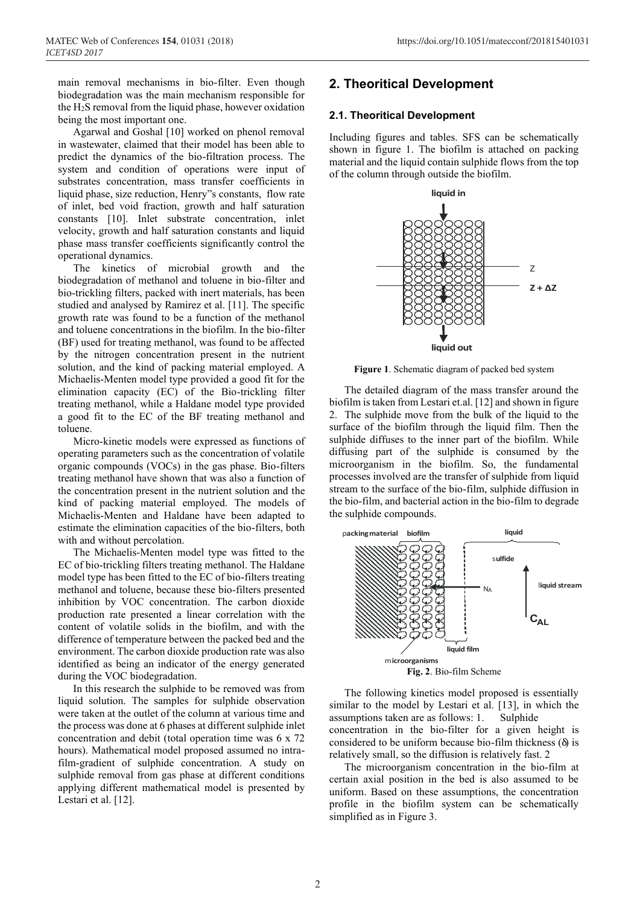main removal mechanisms in bio-filter. Even though biodegradation was the main mechanism responsible for the $H_2S$ removal from the liquid phase, however oxidation being the most important one.

Agarwal and Goshal [10] worked on phenol removal in wastewater, claimed that their model has been able to predict the dynamics of the bio-filtration process. The system and condition of operations were input of substrates concentration, mass transfer coefficients in liquid phase, size reduction, Henry"s constants, flow rate of inlet, bed void fraction, growth and half saturation constants [10]. Inlet substrate concentration, inlet velocity, growth and half saturation constants and liquid phase mass transfer coefficients significantly control the operational dynamics.

The kinetics of microbial growth and the biodegradation of methanol and toluene in bio-filter and bio-trickling filters, packed with inert materials, has been studied and analysed by Ramirez et al. [11]. The specific growth rate was found to be a function of the methanol and toluene concentrations in the biofilm. In the bio-filter (BF) used for treating methanol, was found to be affected by the nitrogen concentration present in the nutrient solution, and the kind of packing material employed. A Michaelis-Menten model type provided a good fit for the elimination capacity (EC) of the Bio-trickling filter treating methanol, while a Haldane model type provided a good fit to the EC of the BF treating methanol and toluene.

Micro-kinetic models were expressed as functions of operating parameters such as the concentration of volatile organic compounds (VOCs) in the gas phase. Bio-filters treating methanol have shown that was also a function of the concentration present in the nutrient solution and the kind of packing material employed. The models of Michaelis-Menten and Haldane have been adapted to estimate the elimination capacities of the bio-filters, both with and without percolation.

The Michaelis-Menten model type was fitted to the EC of bio-trickling filters treating methanol. The Haldane model type has been fitted to the EC of bio-filters treating methanol and toluene, because these bio-filters presented inhibition by VOC concentration. The carbon dioxide production rate presented a linear correlation with the content of volatile solids in the biofilm, and with the difference of temperature between the packed bed and the environment. The carbon dioxide production rate was also identified as being an indicator of the energy generated during the VOC biodegradation.

In this research the sulphide to be removed was from liquid solution. The samples for sulphide observation were taken at the outlet of the column at various time and the process was done at 6 phases at different sulphide inlet concentration and debit (total operation time was 6 x 72 hours). Mathematical model proposed assumed no intra-film-gradient of sulphide concentration. A study on sulphide removal from gas phase at different conditions applying different mathematical model is presented by Lestari et al. [12].

## 2. Theoritical Development

### 2.1. Theoritical Development

Including figures and tables. SFS can be schematically shown in figure 1. The biofilm is attached on packing material and the liquid contain sulphide flows from the top of the column through outside the biofilm.

liquid in

Z

Z + ΔZ

liquid out

**Figure 1**. Schematic diagram of packed bed system

The detailed diagram of the mass transfer around the biofilm is taken from Lestari et.al. [12] and shown in figure 2. The sulphide move from the bulk of the liquid to the surface of the biofilm through the liquid film. Then the sulphide diffuses to the inner part of the biofilm. While diffusing part of the sulphide is consumed by the microorganism in the biofilm. So, the fundamental processes involved are the transfer of sulphide from liquid stream to the surface of the bio-film, sulphide diffusion in the bio-film, and bacterial action in the bio-film to degrade the sulphide compounds.

packing material biofilm

liquid

sulfide

$N_A$

liquid stream

$C_{AL}$

liquid film

microorganisms

**Fig. 2**. Bio-film Scheme

The following kinetics model proposed is essentially similar to the model by Lestari et al. [13], in which the assumptions taken are as follows: 1. Sulphide concentration in the bio-filter for a given height is considered to be uniform because bio-film thickness (δ) is relatively small, so the diffusion is relatively fast. 2

The microorganism concentration in the bio-film at certain axial position in the bed is also assumed to be uniform. Based on these assumptions, the concentration profile in the biofilm system can be schematically simplified as in Figure 3.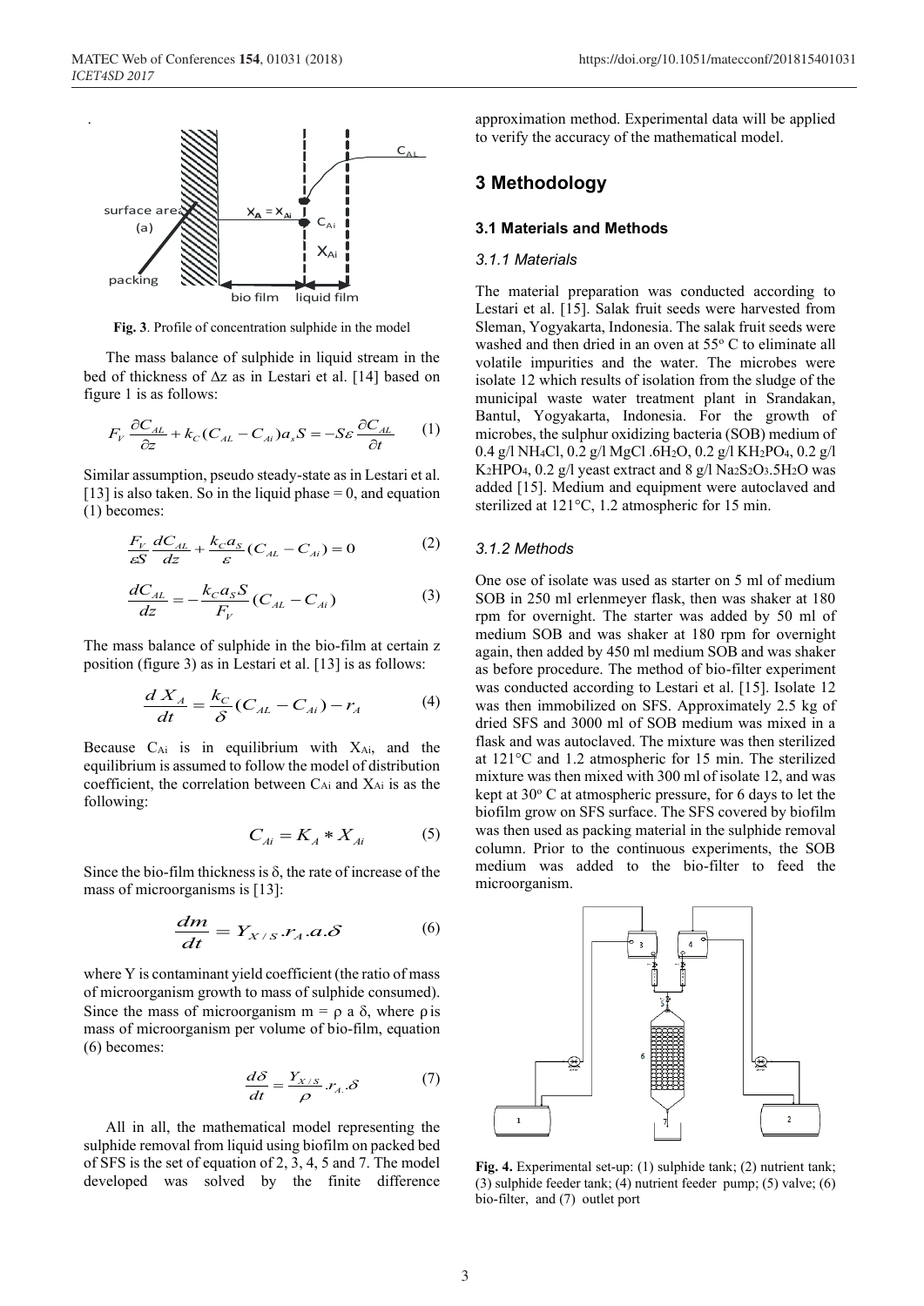**Fig. 3**. Profile of concentration sulphide in the model

The mass balance of sulphide in liquid stream in the bed of thickness of Δz as in Lestari et al. [14] based on figure 1 is as follows:

$$F_V \frac{\partial C_{AL}}{\partial z} + k_C (C_{AL} - C_{Ai}) a_s S = -S\varepsilon \frac{\partial C_{AL}}{\partial t} \quad (1)$$

Similar assumption, pseudo steady-state as in Lestari et al. [13] is also taken. So in the liquid phase = 0, and equation (1) becomes:

$$\frac{F_V}{\varepsilon S} \frac{dC_{AL}}{dz} + \frac{k_C a_S}{\varepsilon} (C_{AL} - C_{Ai}) = 0 \quad (2)$$

$$\frac{dC_{AL}}{dz} = -\frac{k_C a_S S}{F_V} (C_{AL} - C_{Ai}) \quad (3)$$

The mass balance of sulphide in the bio-film at certain z position (figure 3) as in Lestari et al. [13] is as follows:

$$\frac{d X_A}{dt} = \frac{k_C}{\delta} (C_{AL} - C_{Ai}) - r_A \quad (4)$$

Because $C_{Ai}$ is in equilibrium with $X_{Ai}$, and the equilibrium is assumed to follow the model of distribution coefficient, the correlation between $C_{Ai}$ and $X_{Ai}$ is as the following:

$$C_{Ai} = K_A * X_{Ai} \quad (5)$$

Since the bio-film thickness is δ, the rate of increase of the mass of microorganisms is [13]:

$$\frac{dm}{dt} = Y_{X/S} . r_A . a . \delta \quad (6)$$

where Y is contaminant yield coefficient (the ratio of mass of microorganism growth to mass of sulphide consumed). Since the mass of microorganism m = ρ a δ, where ρ is mass of microorganism per volume of bio-film, equation (6) becomes:

$$\frac{d\delta}{dt} = \frac{Y_{X/S}}{\rho} . r_A . \delta \quad (7)$$

All in all, the mathematical model representing the sulphide removal from liquid using biofilm on packed bed of SFS is the set of equation of 2, 3, 4, 5 and 7. The model developed was solved by the finite difference approximation method. Experimental data will be applied to verify the accuracy of the mathematical model.

## 3 Methodology

### 3.1 Materials and Methods

#### *3.1.1 Materials*

The material preparation was conducted according to Lestari et al. [15]. Salak fruit seeds were harvested from Sleman, Yogyakarta, Indonesia. The salak fruit seeds were washed and then dried in an oven at 55° C to eliminate all volatile impurities and the water. The microbes were isolate 12 which results of isolation from the sludge of the municipal waste water treatment plant in Srandakan, Bantul, Yogyakarta, Indonesia. For the growth of microbes, the sulphur oxidizing bacteria (SOB) medium of 0.4 g/l $NH_4Cl$, 0.2 g/l $MgCl.6H_2O$, 0.2 g/l $KH_2PO_4$, 0.2 g/l $K_2HPO_4$, 0.2 g/l yeast extract and 8 g/l $Na_2S_2O_3.5H_2O$ was added [15]. Medium and equipment were autoclaved and sterilized at 121°C, 1.2 atmospheric for 15 min.

#### *3.1.2 Methods*

One ose of isolate was used as starter on 5 ml of medium SOB in 250 ml erlenmeyer flask, then was shaker at 180 rpm for overnight. The starter was added by 50 ml of medium SOB and was shaker at 180 rpm for overnight again, then added by 450 ml medium SOB and was shaker as before procedure. The method of bio-filter experiment was conducted according to Lestari et al. [15]. Isolate 12 was then immobilized on SFS. Approximately 2.5 kg of dried SFS and 3000 ml of SOB medium was mixed in a flask and was autoclaved. The mixture was then sterilized at 121°C and 1.2 atmospheric for 15 min. The sterilized mixture was then mixed with 300 ml of isolate 12, and was kept at 30° C at atmospheric pressure, for 6 days to let the biofilm grow on SFS surface. The SFS covered by biofilm was then used as packing material in the sulphide removal column. Prior to the continuous experiments, the SOB medium was added to the bio-filter to feed the microorganism.

**Fig. 4.** Experimental set-up: (1) sulphide tank; (2) nutrient tank; (3) sulphide feeder tank; (4) nutrient feeder pump; (5) valve; (6) bio-filter, and (7) outlet port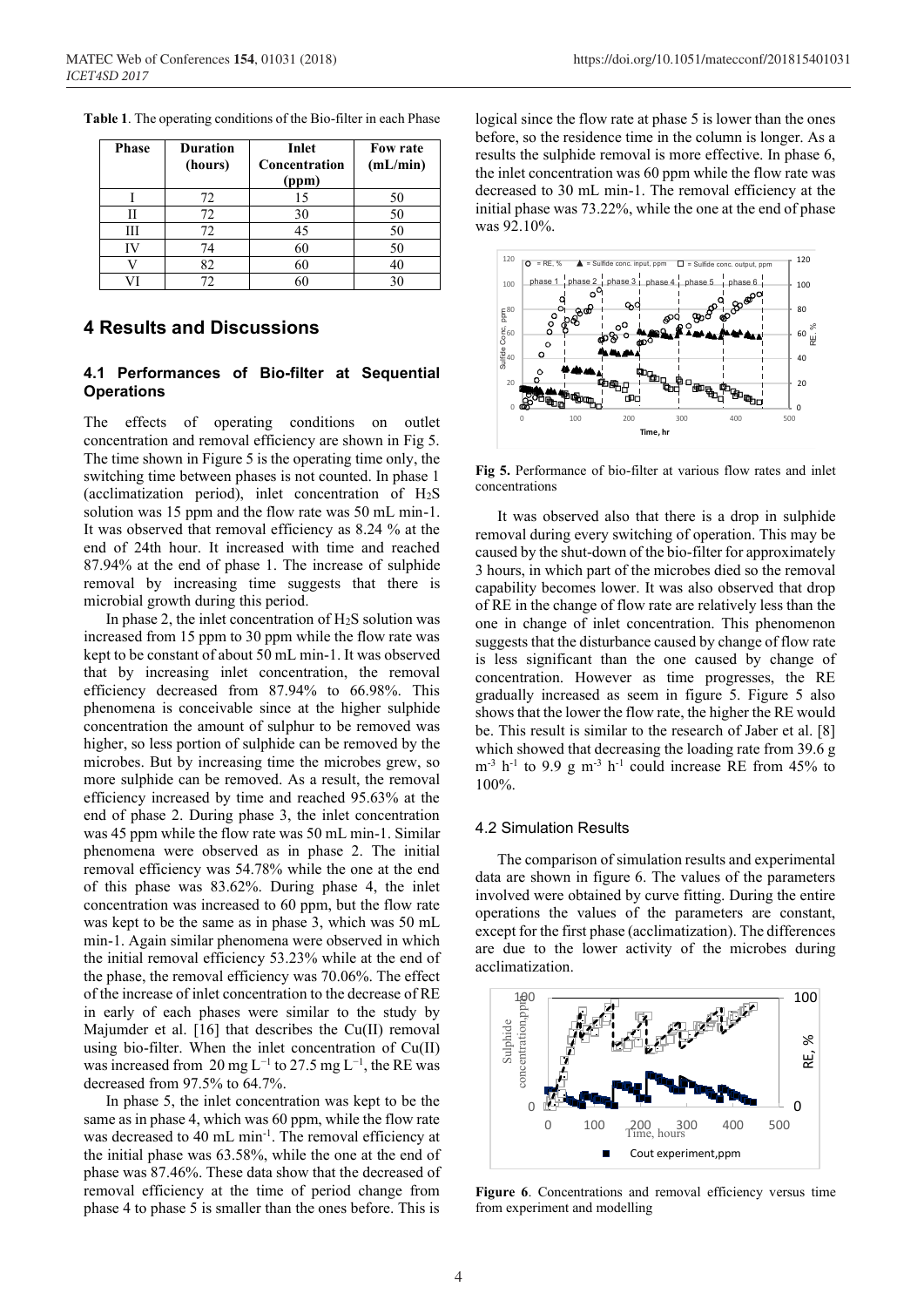**Table 1**. The operating conditions of the Bio-filter in each Phase

| Phase | Duration (hours) | Inlet Concentration (ppm) | Fow rate (mL/min) |
|---|---|---|---|
| I | 72 | 15 | 50 |
| II | 72 | 30 | 50 |
| III | 72 | 45 | 50 |
| IV | 74 | 60 | 50 |
| V | 82 | 60 | 40 |
| VI | 72 | 60 | 30 |

## 4 Results and Discussions

### 4.1 Performances of Bio-filter at Sequential Operations

The effects of operating conditions on outlet concentration and removal efficiency are shown in Fig 5. The time shown in Figure 5 is the operating time only, the switching time between phases is not counted. In phase 1 (acclimatization period), inlet concentration of $H_2S$ solution was 15 ppm and the flow rate was 50 mL min-1. It was observed that removal efficiency as 8.24 % at the end of 24th hour. It increased with time and reached 87.94% at the end of phase 1. The increase of sulphide removal by increasing time suggests that there is microbial growth during this period.

In phase 2, the inlet concentration of $H_2S$ solution was increased from 15 ppm to 30 ppm while the flow rate was kept to be constant of about 50 mL min-1. It was observed that by increasing inlet concentration, the removal efficiency decreased from 87.94% to 66.98%. This phenomena is conceivable since at the higher sulphide concentration the amount of sulphur to be removed was higher, so less portion of sulphide can be removed by the microbes. But by increasing time the microbes grew, so more sulphide can be removed. As a result, the removal efficiency increased by time and reached 95.63% at the end of phase 2. During phase 3, the inlet concentration was 45 ppm while the flow rate was 50 mL min-1. Similar phenomena were observed as in phase 2. The initial removal efficiency was 54.78% while the one at the end of this phase was 83.62%. During phase 4, the inlet concentration was increased to 60 ppm, but the flow rate was kept to be the same as in phase 3, which was 50 mL min-1. Again similar phenomena were observed in which the initial removal efficiency 53.23% while at the end of the phase, the removal efficiency was 70.06%. The effect of the increase of inlet concentration to the decrease of RE in early of each phases were similar to the study by Majumder et al. [16] that describes the Cu(II) removal using bio-filter. When the inlet concentration of Cu(II) was increased from 20 mg $L^{-1}$ to 27.5 mg $L^{-1}$, the RE was decreased from 97.5% to 64.7%.

In phase 5, the inlet concentration was kept to be the same as in phase 4, which was 60 ppm, while the flow rate was decreased to 40 mL $min^{-1}$. The removal efficiency at the initial phase was 63.58%, while the one at the end of phase was 87.46%. These data show that the decreased of removal efficiency at the time of period change from phase 4 to phase 5 is smaller than the ones before. This is logical since the flow rate at phase 5 is lower than the ones before, so the residence time in the column is longer. As a results the sulphide removal is more effective. In phase 6, the inlet concentration was 60 ppm while the flow rate was decreased to 30 mL min-1. The removal efficiency at the initial phase was 73.22%, while the one at the end of phase was 92.10%.

**Fig 5.** Performance of bio-filter at various flow rates and inlet concentrations

It was observed also that there is a drop in sulphide removal during every switching of operation. This may be caused by the shut-down of the bio-filter for approximately 3 hours, in which part of the microbes died so the removal capability becomes lower. It was also observed that drop of RE in the change of flow rate are relatively less than the one in change of inlet concentration. This phenomenon suggests that the disturbance caused by change of flow rate is less significant than the one caused by change of concentration. However as time progresses, the RE gradually increased as seem in figure 5. Figure 5 also shows that the lower the flow rate, the higher the RE would be. This result is similar to the research of Jaber et al. [8] which showed that decreasing the loading rate from 39.6 g $m^{-3}$ $h^{-1}$ to 9.9 g $m^{-3}$ $h^{-1}$ could increase RE from 45% to 100%.

### 4.2 Simulation Results

The comparison of simulation results and experimental data are shown in figure 6. The values of the parameters involved were obtained by curve fitting. During the entire operations the values of the parameters are constant, except for the first phase (acclimatization). The differences are due to the lower activity of the microbes during acclimatization.

**Figure 6**. Concentrations and removal efficiency versus time from experiment and modelling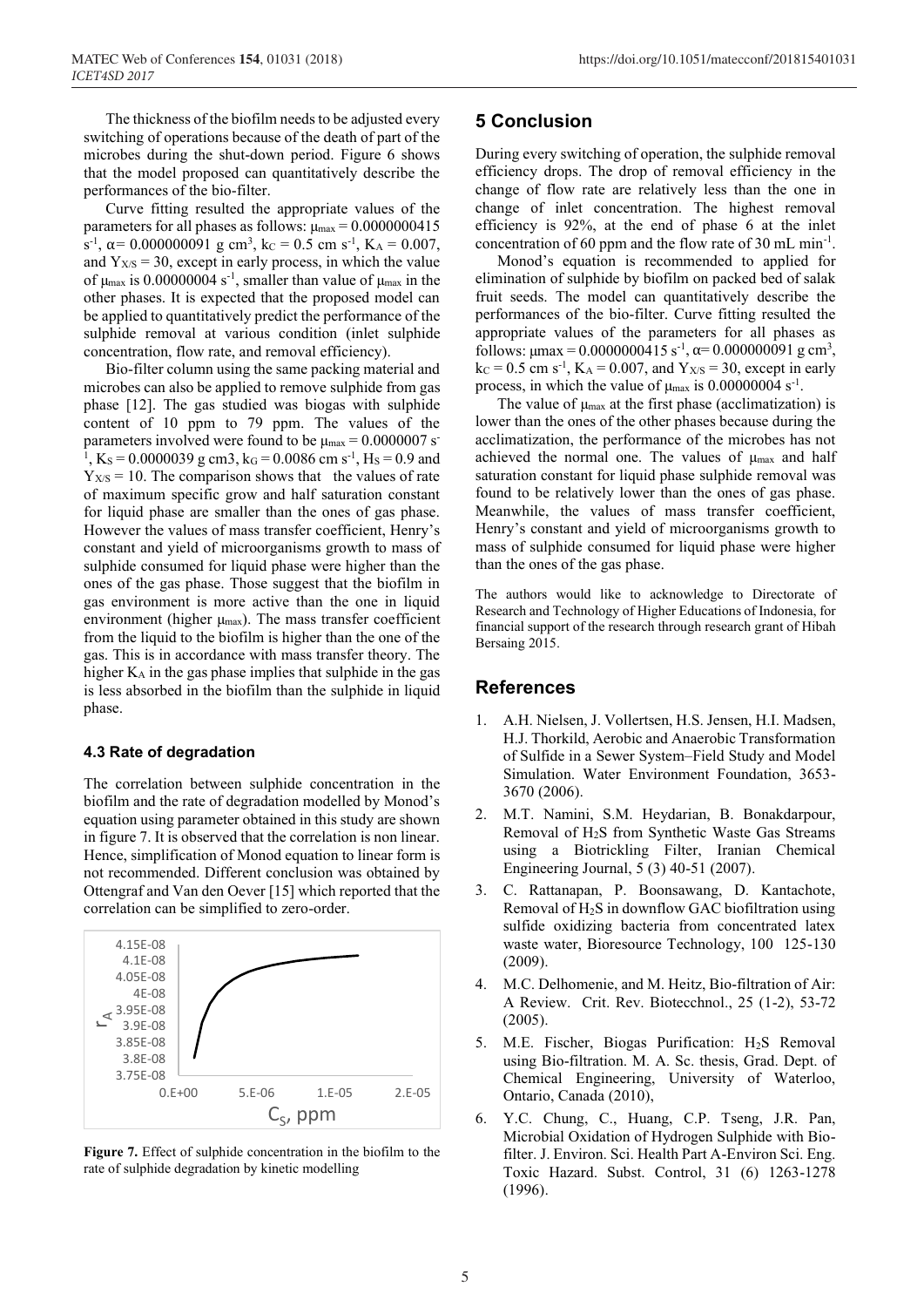The thickness of the biofilm needs to be adjusted every switching of operations because of the death of part of the microbes during the shut-down period. Figure 6 shows that the model proposed can quantitatively describe the performances of the bio-filter.

Curve fitting resulted the appropriate values of the parameters for all phases as follows: $\mu_{max}$ = 0.0000000415 $s^{-1}$, α= 0.000000091 g $cm^3$, $k_C$ = 0.5 cm $s^{-1}$, $K_A$ = 0.007, and $Y_{X/S}$ = 30, except in early process, in which the value of $\mu_{max}$ is 0.00000004 $s^{-1}$, smaller than value of $\mu_{max}$ in the other phases. It is expected that the proposed model can be applied to quantitatively predict the performance of the sulphide removal at various condition (inlet sulphide concentration, flow rate, and removal efficiency).

Bio-filter column using the same packing material and microbes can also be applied to remove sulphide from gas phase [12]. The gas studied was biogas with sulphide content of 10 ppm to 79 ppm. The values of the parameters involved were found to be $\mu_{max}$ = 0.0000007 $s^{-1}$, $K_S$ = 0.0000039 g cm3, $k_G$ = 0.0086 cm $s^{-1}$, $H_S$ = 0.9 and $Y_{X/S}$ = 10. The comparison shows that the values of rate of maximum specific grow and half saturation constant for liquid phase are smaller than the ones of gas phase. However the values of mass transfer coefficient, Henry's constant and yield of microorganisms growth to mass of sulphide consumed for liquid phase were higher than the ones of the gas phase. Those suggest that the biofilm in gas environment is more active than the one in liquid environment (higher $\mu_{max}$). The mass transfer coefficient from the liquid to the biofilm is higher than the one of the gas. This is in accordance with mass transfer theory. The higher $K_A$ in the gas phase implies that sulphide in the gas is less absorbed in the biofilm than the sulphide in liquid phase.

### 4.3 Rate of degradation

The correlation between sulphide concentration in the biofilm and the rate of degradation modelled by Monod's equation using parameter obtained in this study are shown in figure 7. It is observed that the correlation is non linear. Hence, simplification of Monod equation to linear form is not recommended. Different conclusion was obtained by Ottengraf and Van den Oever [15] which reported that the correlation can be simplified to zero-order.

**Figure 7.** Effect of sulphide concentration in the biofilm to the rate of sulphide degradation by kinetic modelling

## 5 Conclusion

During every switching of operation, the sulphide removal efficiency drops. The drop of removal efficiency in the change of flow rate are relatively less than the one in change of inlet concentration. The highest removal efficiency is 92%, at the end of phase 6 at the inlet concentration of 60 ppm and the flow rate of 30 mL $min^{-1}$.

Monod's equation is recommended to applied for elimination of sulphide by biofilm on packed bed of salak fruit seeds. The model can quantitatively describe the performances of the bio-filter. Curve fitting resulted the appropriate values of the parameters for all phases as follows: μmax = 0.0000000415 $s^{-1}$, α= 0.000000091 g $cm^3$, $k_C$ = 0.5 cm $s^{-1}$, $K_A$ = 0.007, and $Y_{X/S}$ = 30, except in early process, in which the value of $\mu_{max}$ is 0.00000004 $s^{-1}$.

The value of $\mu_{max}$ at the first phase (acclimatization) is lower than the ones of the other phases because during the acclimatization, the performance of the microbes has not achieved the normal one. The values of $\mu_{max}$ and half saturation constant for liquid phase sulphide removal was found to be relatively lower than the ones of gas phase. Meanwhile, the values of mass transfer coefficient, Henry's constant and yield of microorganisms growth to mass of sulphide consumed for liquid phase were higher than the ones of the gas phase.

The authors would like to acknowledge to Directorate of Research and Technology of Higher Educations of Indonesia, for financial support of the research through research grant of Hibah Bersaing 2015.

## References

1. A.H. Nielsen, J. Vollertsen, H.S. Jensen, H.I. Madsen, H.J. Thorkild, Aerobic and Anaerobic Transformation of Sulfide in a Sewer System–Field Study and Model Simulation. Water Environment Foundation, 3653-3670 (2006).
2. M.T. Namini, S.M. Heydarian, B. Bonakdarpour, Removal of $H_2S$ from Synthetic Waste Gas Streams using a Biotrickling Filter, Iranian Chemical Engineering Journal, 5 (3) 40-51 (2007).
3. C. Rattanapan, P. Boonsawang, D. Kantachote, Removal of $H_2S$ in downflow GAC biofiltration using sulfide oxidizing bacteria from concentrated latex waste water, Bioresource Technology, 100 125-130 (2009).
4. M.C. Delhomenie, and M. Heitz, Bio-filtration of Air: A Review. Crit. Rev. Biotecchnol., 25 (1-2), 53-72 (2005).
5. M.E. Fischer, Biogas Purification: $H_2S$ Removal using Bio-filtration. M. A. Sc. thesis, Grad. Dept. of Chemical Engineering, University of Waterloo, Ontario, Canada (2010),
6. Y.C. Chung, C., Huang, C.P. Tseng, J.R. Pan, Microbial Oxidation of Hydrogen Sulphide with Bio-filter. J. Environ. Sci. Health Part A-Environ Sci. Eng. Toxic Hazard. Subst. Control, 31 (6) 1263-1278 (1996).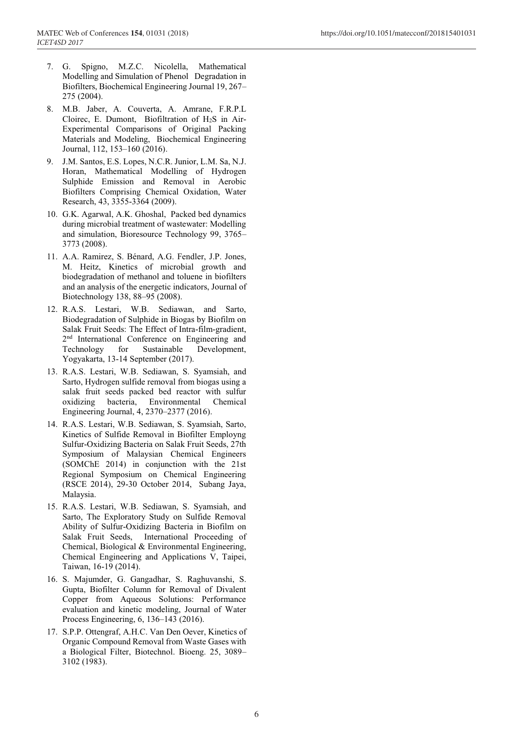7. G. Spigno, M.Z.C. Nicolella, Mathematical Modelling and Simulation of Phenol Degradation in Biofilters, Biochemical Engineering Journal 19, 267–275 (2004).
8. M.B. Jaber, A. Couverta, A. Amrane, F.R.P.L Cloirec, E. Dumont, Biofiltration of $H_2S$ in Air-Experimental Comparisons of Original Packing Materials and Modeling, Biochemical Engineering Journal, 112, 153–160 (2016).
9. J.M. Santos, E.S. Lopes, N.C.R. Junior, L.M. Sa, N.J. Horan, Mathematical Modelling of Hydrogen Sulphide Emission and Removal in Aerobic Biofilters Comprising Chemical Oxidation, Water Research, 43, 3355-3364 (2009).
10. G.K. Agarwal, A.K. Ghoshal, Packed bed dynamics during microbial treatment of wastewater: Modelling and simulation, Bioresource Technology 99, 3765–3773 (2008).
11. A.A. Ramirez, S. Bénard, A.G. Fendler, J.P. Jones, M. Heitz, Kinetics of microbial growth and biodegradation of methanol and toluene in biofilters and an analysis of the energetic indicators, Journal of Biotechnology 138, 88–95 (2008).
12. R.A.S. Lestari, W.B. Sediawan, and Sarto, Biodegradation of Sulphide in Biogas by Biofilm on Salak Fruit Seeds: The Effect of Intra-film-gradient, 2nd International Conference on Engineering and Technology for Sustainable Development, Yogyakarta, 13-14 September (2017).
13. R.A.S. Lestari, W.B. Sediawan, S. Syamsiah, and Sarto, Hydrogen sulfide removal from biogas using a salak fruit seeds packed bed reactor with sulfur oxidizing bacteria, Environmental Chemical Engineering Journal, 4, 2370–2377 (2016).
14. R.A.S. Lestari, W.B. Sediawan, S. Syamsiah, Sarto, Kinetics of Sulfide Removal in Biofilter Employng Sulfur-Oxidizing Bacteria on Salak Fruit Seeds, 27th Symposium of Malaysian Chemical Engineers (SOMChE 2014) in conjunction with the 21st Regional Symposium on Chemical Engineering (RSCE 2014), 29-30 October 2014, Subang Jaya, Malaysia.
15. R.A.S. Lestari, W.B. Sediawan, S. Syamsiah, and Sarto, The Exploratory Study on Sulfide Removal Ability of Sulfur-Oxidizing Bacteria in Biofilm on Salak Fruit Seeds, International Proceeding of Chemical, Biological & Environmental Engineering, Chemical Engineering and Applications V, Taipei, Taiwan, 16-19 (2014).
16. S. Majumder, G. Gangadhar, S. Raghuvanshi, S. Gupta, Biofilter Column for Removal of Divalent Copper from Aqueous Solutions: Performance evaluation and kinetic modeling, Journal of Water Process Engineering, 6, 136–143 (2016).
17. S.P.P. Ottengraf, A.H.C. Van Den Oever, Kinetics of Organic Compound Removal from Waste Gases with a Biological Filter, Biotechnol. Bioeng. 25, 3089–3102 (1983).